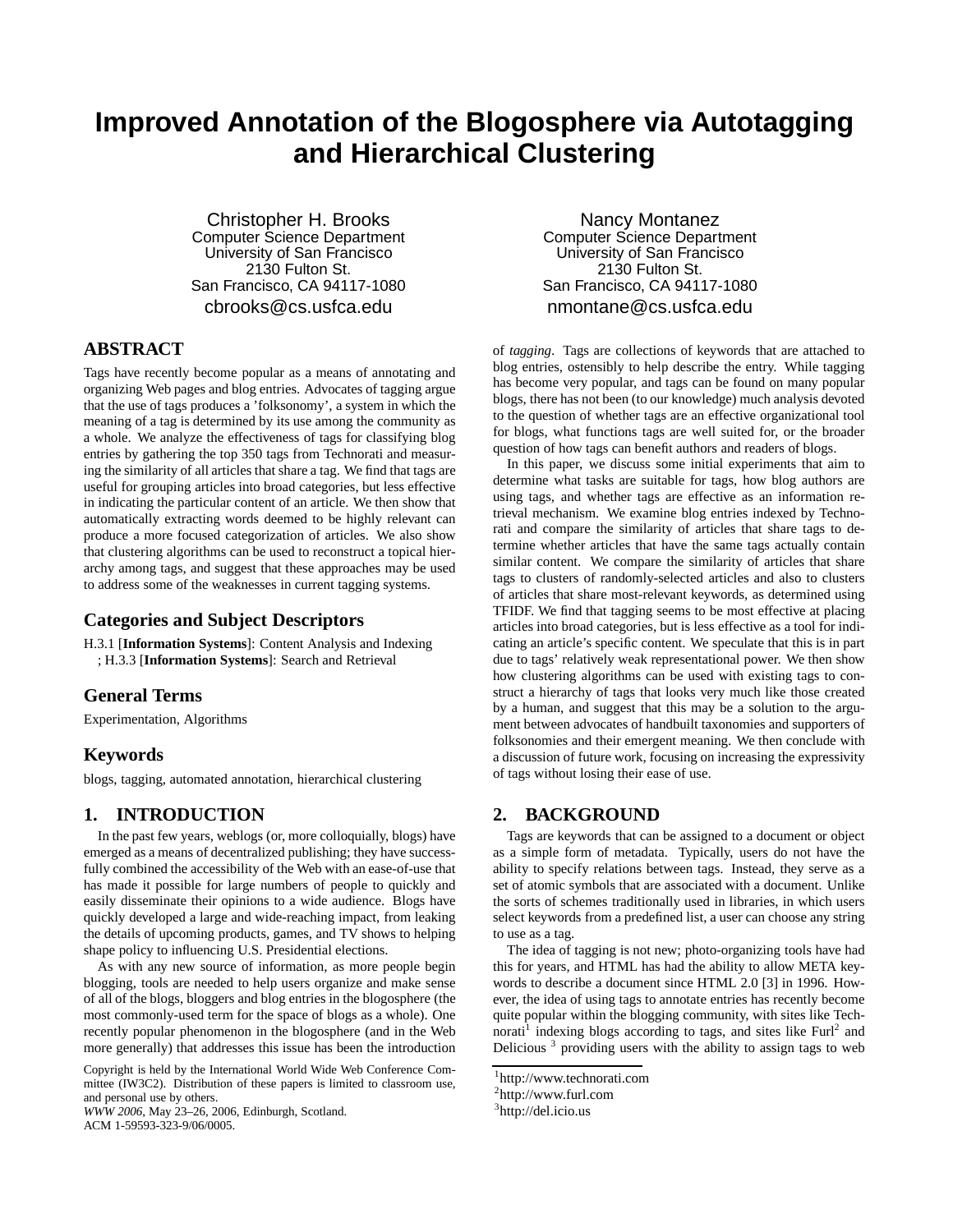# Improved Annotation of the Blogosphere via Autotagging and Hierarchical Clustering

Christopher H. Brooks
Computer Science Department
University of San Francisco
2130 Fulton St.
San Francisco, CA 94117-1080
cbrooks@cs.usfca.edu

Nancy Montanez
Computer Science Department
University of San Francisco
2130 Fulton St.
San Francisco, CA 94117-1080
nmontane@cs.usfca.edu

## ABSTRACT

Tags have recently become popular as a means of annotating and organizing Web pages and blog entries. Advocates of tagging argue that the use of tags produces a 'folksonomy', a system in which the meaning of a tag is determined by its use among the community as a whole. We analyze the effectiveness of tags for classifying blog entries by gathering the top 350 tags from Technorati and measuring the similarity of all articles that share a tag. We find that tags are useful for grouping articles into broad categories, but less effective in indicating the particular content of an article. We then show that automatically extracting words deemed to be highly relevant can produce a more focused categorization of articles. We also show that clustering algorithms can be used to reconstruct a topical hierarchy among tags, and suggest that these approaches may be used to address some of the weaknesses in current tagging systems.

## Categories and Subject Descriptors

H.3.1 [**Information Systems**]: Content Analysis and Indexing ; H.3.3 [**Information Systems**]: Search and Retrieval

## General Terms

Experimentation, Algorithms

## Keywords

blogs, tagging, automated annotation, hierarchical clustering

## 1. INTRODUCTION

In the past few years, weblogs (or, more colloquially, blogs) have emerged as a means of decentralized publishing; they have successfully combined the accessibility of the Web with an ease-of-use that has made it possible for large numbers of people to quickly and easily disseminate their opinions to a wide audience. Blogs have quickly developed a large and wide-reaching impact, from leaking the details of upcoming products, games, and TV shows to helping shape policy to influencing U.S. Presidential elections.

As with any new source of information, as more people begin blogging, tools are needed to help users organize and make sense of all of the blogs, bloggers and blog entries in the blogosphere (the most commonly-used term for the space of blogs as a whole). One recently popular phenomenon in the blogosphere (and in the Web more generally) that addresses this issue has been the introduction of *tagging*. Tags are collections of keywords that are attached to blog entries, ostensibly to help describe the entry. While tagging has become very popular, and tags can be found on many popular blogs, there has not been (to our knowledge) much analysis devoted to the question of whether tags are an effective organizational tool for blogs, what functions tags are well suited for, or the broader question of how tags can benefit authors and readers of blogs.

In this paper, we discuss some initial experiments that aim to determine what tasks are suitable for tags, how blog authors are using tags, and whether tags are effective as an information retrieval mechanism. We examine blog entries indexed by Technorati and compare the similarity of articles that share tags to determine whether articles that have the same tags actually contain similar content. We compare the similarity of articles that share tags to clusters of randomly-selected articles and also to clusters of articles that share most-relevant keywords, as determined using TFIDF. We find that tagging seems to be most effective at placing articles into broad categories, but is less effective as a tool for indicating an article's specific content. We speculate that this is in part due to tags' relatively weak representational power. We then show how clustering algorithms can be used with existing tags to construct a hierarchy of tags that looks very much like those created by a human, and suggest that this may be a solution to the argument between advocates of handbuilt taxonomies and supporters of folksonomies and their emergent meaning. We then conclude with a discussion of future work, focusing on increasing the expressivity of tags without losing their ease of use.

## 2. BACKGROUND

Tags are keywords that can be assigned to a document or object as a simple form of metadata. Typically, users do not have the ability to specify relations between tags. Instead, they serve as a set of atomic symbols that are associated with a document. Unlike the sorts of schemes traditionally used in libraries, in which users select keywords from a predefined list, a user can choose any string to use as a tag.

The idea of tagging is not new; photo-organizing tools have had this for years, and HTML has had the ability to allow META keywords to describe a document since HTML 2.0 [3] in 1996. However, the idea of using tags to annotate entries has recently become quite popular within the blogging community, with sites like Technorati[1] indexing blogs according to tags, and sites like Furl[2] and Delicious [3] providing users with the ability to assign tags to web

[1] http://www.technorati.com
[2] http://www.furl.com
[3] http://del.icio.us

Copyright is held by the International World Wide Web Conference Committee (IW3C2). Distribution of these papers is limited to classroom use, and personal use by others.
*WWW 2006*, May 23–26, 2006, Edinburgh, Scotland.
ACM 1-59593-323-9/06/0005.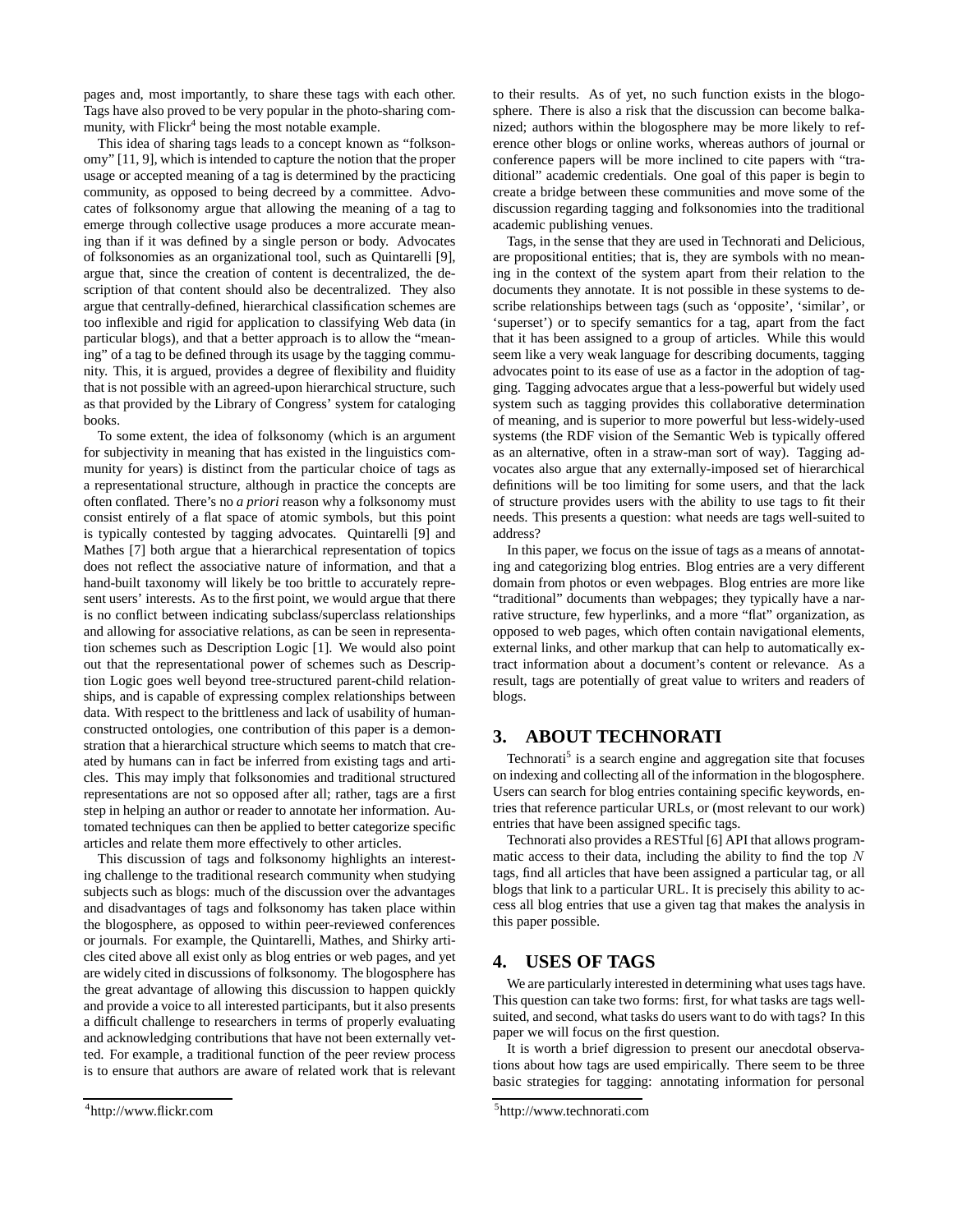pages and, most importantly, to share these tags with each other. Tags have also proved to be very popular in the photo-sharing community, with Flickr[4] being the most notable example.

This idea of sharing tags leads to a concept known as "folksonomy" [11, 9], which is intended to capture the notion that the proper usage or accepted meaning of a tag is determined by the practicing community, as opposed to being decreed by a committee. Advocates of folksonomy argue that allowing the meaning of a tag to emerge through collective usage produces a more accurate meaning than if it was defined by a single person or body. Advocates of folksonomies as an organizational tool, such as Quintarelli [9], argue that, since the creation of content is decentralized, the description of that content should also be decentralized. They also argue that centrally-defined, hierarchical classification schemes are too inflexible and rigid for application to classifying Web data (in particular blogs), and that a better approach is to allow the "meaning" of a tag to be defined through its usage by the tagging community. This, it is argued, provides a degree of flexibility and fluidity that is not possible with an agreed-upon hierarchical structure, such as that provided by the Library of Congress' system for cataloging books.

To some extent, the idea of folksonomy (which is an argument for subjectivity in meaning that has existed in the linguistics community for years) is distinct from the particular choice of tags as a representational structure, although in practice the concepts are often conflated. There's no *a priori* reason why a folksonomy must consist entirely of a flat space of atomic symbols, but this point is typically contested by tagging advocates. Quintarelli [9] and Mathes [7] both argue that a hierarchical representation of topics does not reflect the associative nature of information, and that a hand-built taxonomy will likely be too brittle to accurately represent users' interests. As to the first point, we would argue that there is no conflict between indicating subclass/superclass relationships and allowing for associative relations, as can be seen in representation schemes such as Description Logic [1]. We would also point out that the representational power of schemes such as Description Logic goes well beyond tree-structured parent-child relationships, and is capable of expressing complex relationships between data. With respect to the brittleness and lack of usability of human-constructed ontologies, one contribution of this paper is a demonstration that a hierarchical structure which seems to match that created by humans can in fact be inferred from existing tags and articles. This may imply that folksonomies and traditional structured representations are not so opposed after all; rather, tags are a first step in helping an author or reader to annotate her information. Automated techniques can then be applied to better categorize specific articles and relate them more effectively to other articles.

This discussion of tags and folksonomy highlights an interesting challenge to the traditional research community when studying subjects such as blogs: much of the discussion over the advantages and disadvantages of tags and folksonomy has taken place within the blogosphere, as opposed to within peer-reviewed conferences or journals. For example, the Quintarelli, Mathes, and Shirky articles cited above all exist only as blog entries or web pages, and yet are widely cited in discussions of folksonomy. The blogosphere has the great advantage of allowing this discussion to happen quickly and provide a voice to all interested participants, but it also presents a difficult challenge to researchers in terms of properly evaluating and acknowledging contributions that have not been externally vetted. For example, a traditional function of the peer review process is to ensure that authors are aware of related work that is relevant to their results. As of yet, no such function exists in the blogosphere. There is also a risk that the discussion can become balkanized; authors within the blogosphere may be more likely to reference other blogs or online works, whereas authors of journal or conference papers will be more inclined to cite papers with "traditional" academic credentials. One goal of this paper is begin to create a bridge between these communities and move some of the discussion regarding tagging and folksonomies into the traditional academic publishing venues.

Tags, in the sense that they are used in Technorati and Delicious, are propositional entities; that is, they are symbols with no meaning in the context of the system apart from their relation to the documents they annotate. It is not possible in these systems to describe relationships between tags (such as 'opposite', 'similar', or 'superset') or to specify semantics for a tag, apart from the fact that it has been assigned to a group of articles. While this would seem like a very weak language for describing documents, tagging advocates point to its ease of use as a factor in the adoption of tagging. Tagging advocates argue that a less-powerful but widely used system such as tagging provides this collaborative determination of meaning, and is superior to more powerful but less-widely-used systems (the RDF vision of the Semantic Web is typically offered as an alternative, often in a straw-man sort of way). Tagging advocates also argue that any externally-imposed set of hierarchical definitions will be too limiting for some users, and that the lack of structure provides users with the ability to use tags to fit their needs. This presents a question: what needs are tags well-suited to address?

In this paper, we focus on the issue of tags as a means of annotating and categorizing blog entries. Blog entries are a very different domain from photos or even webpages. Blog entries are more like "traditional" documents than webpages; they typically have a narrative structure, few hyperlinks, and a more "flat" organization, as opposed to web pages, which often contain navigational elements, external links, and other markup that can help to automatically extract information about a document's content or relevance. As a result, tags are potentially of great value to writers and readers of blogs.

## 3. ABOUT TECHNORATI

Technorati[5] is a search engine and aggregation site that focuses on indexing and collecting all of the information in the blogosphere. Users can search for blog entries containing specific keywords, entries that reference particular URLs, or (most relevant to our work) entries that have been assigned specific tags.

Technorati also provides a RESTful [6] API that allows programmatic access to their data, including the ability to find the top $N$ tags, find all articles that have been assigned a particular tag, or all blogs that link to a particular URL. It is precisely this ability to access all blog entries that use a given tag that makes the analysis in this paper possible.

## 4. USES OF TAGS

We are particularly interested in determining what uses tags have. This question can take two forms: first, for what tasks are tags well-suited, and second, what tasks do users want to do with tags? In this paper we will focus on the first question.

It is worth a brief digression to present our anecdotal observations about how tags are used empirically. There seem to be three basic strategies for tagging: annotating information for personal

[4] http://www.flickr.com

[5] http://www.technorati.com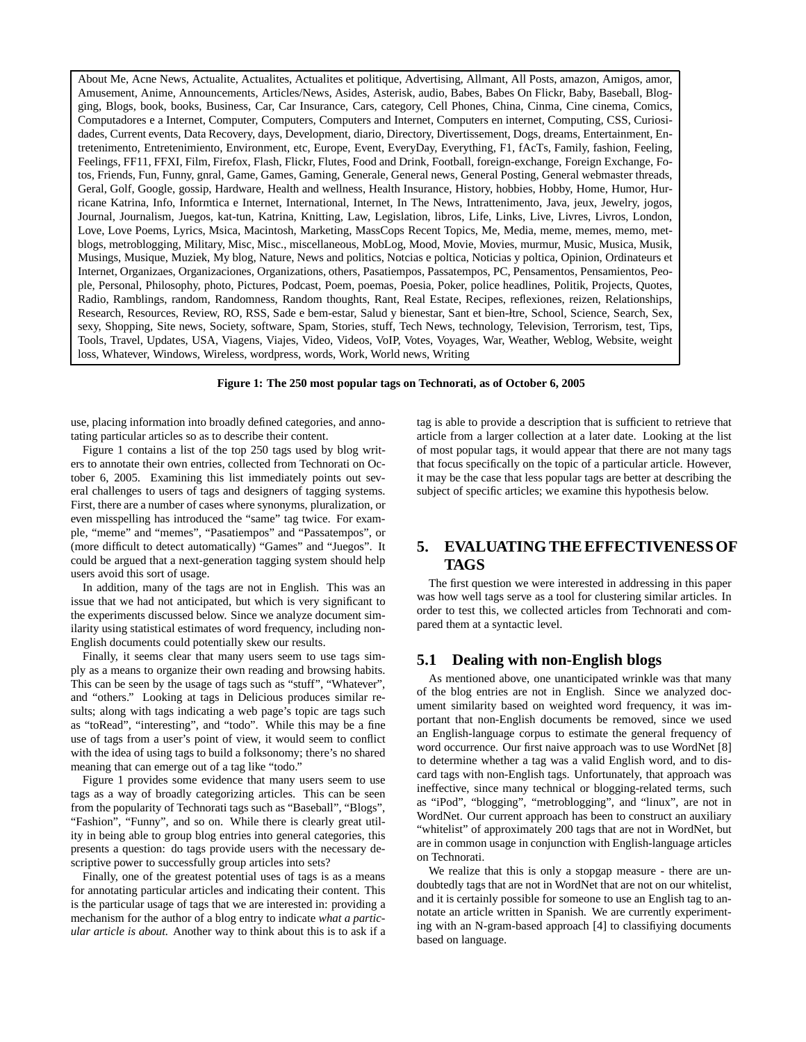About Me, Acne News, Actualite, Actualites, Actualites et politique, Advertising, Allmant, All Posts, amazon, Amigos, amor, Amusement, Anime, Announcements, Articles/News, Asides, Asterisk, audio, Babes, Babes On Flickr, Baby, Baseball, Blogging, Blogs, book, books, Business, Car, Car Insurance, Cars, category, Cell Phones, China, Cinma, Cine cinema, Comics, Computadores e a Internet, Computer, Computers, Computers and Internet, Computers en internet, Computing, CSS, Curiosidades, Current events, Data Recovery, days, Development, diario, Directory, Divertissement, Dogs, dreams, Entertainment, Entretenimento, Entretenimiento, Environment, etc, Europe, Event, EveryDay, Everything, F1, fAcTs, Family, fashion, Feeling, Feelings, FF11, FFXI, Film, Firefox, Flash, Flickr, Flutes, Food and Drink, Football, foreign-exchange, Foreign Exchange, Fotos, Friends, Fun, Funny, gnral, Game, Games, Gaming, Generale, General news, General Posting, General webmaster threads, Geral, Golf, Google, gossip, Hardware, Health and wellness, Health Insurance, History, hobbies, Hobby, Home, Humor, Hurricane Katrina, Info, Informtica e Internet, International, Internet, In The News, Intrattenimento, Java, jeux, Jewelry, jogos, Journal, Journalism, Juegos, kat-tun, Katrina, Knitting, Law, Legislation, libros, Life, Links, Live, Livres, Livros, London, Love, Love Poems, Lyrics, Msica, Macintosh, Marketing, MassCops Recent Topics, Me, Media, meme, memes, memo, metblogs, metroblogging, Military, Misc, Misc., miscellaneous, MobLog, Mood, Movie, Movies, murmur, Music, Musica, Musik, Musings, Musique, Muziek, My blog, Nature, News and politics, Notcias e poltica, Noticias y poltica, Opinion, Ordinateurs et Internet, Organizaes, Organizaciones, Organizations, others, Pasatiempos, Passatempos, PC, Pensamentos, Pensamientos, People, Personal, Philosophy, photo, Pictures, Podcast, Poem, poemas, Poesia, Poker, police headlines, Politik, Projects, Quotes, Radio, Ramblings, random, Randomness, Random thoughts, Rant, Real Estate, Recipes, reflexiones, reizen, Relationships, Research, Resources, Review, RO, RSS, Sade e bem-estar, Salud y bienestar, Sant et bien-łtre, School, Science, Search, Sex, sexy, Shopping, Site news, Society, software, Spam, Stories, stuff, Tech News, technology, Television, Terrorism, test, Tips, Tools, Travel, Updates, USA, Viagens, Viajes, Video, Videos, VoIP, Votes, Voyages, War, Weather, Weblog, Website, weight loss, Whatever, Windows, Wireless, wordpress, words, Work, World news, Writing

**Figure 1: The 250 most popular tags on Technorati, as of October 6, 2005**

use, placing information into broadly defined categories, and annotating particular articles so as to describe their content.

Figure 1 contains a list of the top 250 tags used by blog writers to annotate their own entries, collected from Technorati on October 6, 2005. Examining this list immediately points out several challenges to users of tags and designers of tagging systems. First, there are a number of cases where synonyms, pluralization, or even misspelling has introduced the "same" tag twice. For example, "meme" and "memes", "Pasatiempos" and "Passatempos", or (more difficult to detect automatically) "Games" and "Juegos". It could be argued that a next-generation tagging system should help users avoid this sort of usage.

In addition, many of the tags are not in English. This was an issue that we had not anticipated, but which is very significant to the experiments discussed below. Since we analyze document similarity using statistical estimates of word frequency, including non-English documents could potentially skew our results.

Finally, it seems clear that many users seem to use tags simply as a means to organize their own reading and browsing habits. This can be seen by the usage of tags such as "stuff", "Whatever", and "others." Looking at tags in Delicious produces similar results; along with tags indicating a web page's topic are tags such as "toRead", "interesting", and "todo". While this may be a fine use of tags from a user's point of view, it would seem to conflict with the idea of using tags to build a folksonomy; there's no shared meaning that can emerge out of a tag like "todo."

Figure 1 provides some evidence that many users seem to use tags as a way of broadly categorizing articles. This can be seen from the popularity of Technorati tags such as "Baseball", "Blogs", "Fashion", "Funny", and so on. While there is clearly great utility in being able to group blog entries into general categories, this presents a question: do tags provide users with the necessary descriptive power to successfully group articles into sets?

Finally, one of the greatest potential uses of tags is as a means for annotating particular articles and indicating their content. This is the particular usage of tags that we are interested in: providing a mechanism for the author of a blog entry to indicate *what a particular article is about.* Another way to think about this is to ask if a tag is able to provide a description that is sufficient to retrieve that article from a larger collection at a later date. Looking at the list of most popular tags, it would appear that there are not many tags that focus specifically on the topic of a particular article. However, it may be the case that less popular tags are better at describing the subject of specific articles; we examine this hypothesis below.

## 5. EVALUATING THE EFFECTIVENESS OF TAGS

The first question we were interested in addressing in this paper was how well tags serve as a tool for clustering similar articles. In order to test this, we collected articles from Technorati and compared them at a syntactic level.

### 5.1 Dealing with non-English blogs

As mentioned above, one unanticipated wrinkle was that many of the blog entries are not in English. Since we analyzed document similarity based on weighted word frequency, it was important that non-English documents be removed, since we used an English-language corpus to estimate the general frequency of word occurrence. Our first naive approach was to use WordNet [8] to determine whether a tag was a valid English word, and to discard tags with non-English tags. Unfortunately, that approach was ineffective, since many technical or blogging-related terms, such as "iPod", "blogging", "metroblogging", and "linux", are not in WordNet. Our current approach has been to construct an auxiliary "whitelist" of approximately 200 tags that are not in WordNet, but are in common usage in conjunction with English-language articles on Technorati.

We realize that this is only a stopgap measure - there are undoubtedly tags that are not in WordNet that are not on our whitelist, and it is certainly possible for someone to use an English tag to annotate an article written in Spanish. We are currently experimenting with an N-gram-based approach [4] to classifiying documents based on language.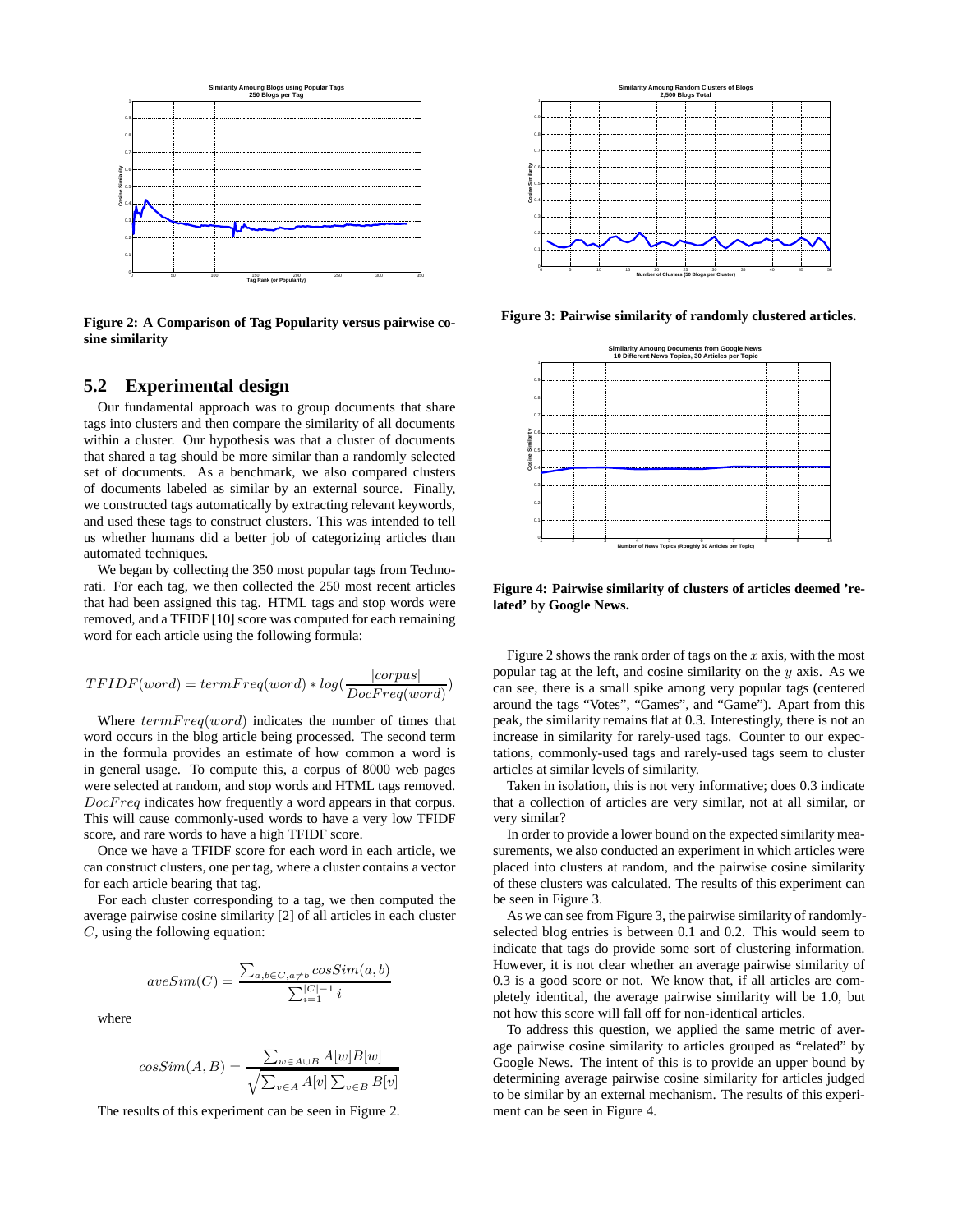Similarity Amoung Blogs using Popular Tags
250 Blogs per Tag

Cosine Similarity

Tag Rank (or Popularity)

0 50 100 150 200 250 300 350

0 0.1 0.2 0.3 0.4 0.5 0.6 0.7 0.8 0.9 1

**Figure 2: A Comparison of Tag Popularity versus pairwise cosine similarity**

## 5.2 Experimental design

Our fundamental approach was to group documents that share tags into clusters and then compare the similarity of all documents within a cluster. Our hypothesis was that a cluster of documents that shared a tag should be more similar than a randomly selected set of documents. As a benchmark, we also compared clusters of documents labeled as similar by an external source. Finally, we constructed tags automatically by extracting relevant keywords, and used these tags to construct clusters. This was intended to tell us whether humans did a better job of categorizing articles than automated techniques.

We began by collecting the 350 most popular tags from Technorati. For each tag, we then collected the 250 most recent articles that had been assigned this tag. HTML tags and stop words were removed, and a TFIDF [10] score was computed for each remaining word for each article using the following formula:

$$TFIDF(word) = termFreq(word) * log(\frac{|corpus|}{DocFreq(word)})$$

Where $termFreq(word)$ indicates the number of times that word occurs in the blog article being processed. The second term in the formula provides an estimate of how common a word is in general usage. To compute this, a corpus of 8000 web pages were selected at random, and stop words and HTML tags removed. $DocFreq$ indicates how frequently a word appears in that corpus. This will cause commonly-used words to have a very low TFIDF score, and rare words to have a high TFIDF score.

Once we have a TFIDF score for each word in each article, we can construct clusters, one per tag, where a cluster contains a vector for each article bearing that tag.

For each cluster corresponding to a tag, we then computed the average pairwise cosine similarity [2] of all articles in each cluster $C$, using the following equation:

$$aveSim(C) = \frac{\sum_{a,b \in C, a \neq b} cosSim(a,b)}{\sum_{i=1}^{|C|-1} i}$$

where

$$cosSim(A,B) = \frac{\sum_{w \in A \cup B} A[w]B[w]}{\sqrt{\sum_{v \in A} A[v] \sum_{v \in B} B[v]}}$$

The results of this experiment can be seen in Figure 2.

Similarity Amoung Random Clusters of Blogs
2,500 Blogs Total

Cosine Similarity

Number of Clusters (50 Blogs per Cluster)

0 5 10 15 20 25 30 35 40 45 50

0 0.1 0.2 0.3 0.4 0.5 0.6 0.7 0.8 0.9 1

**Figure 3: Pairwise similarity of randomly clustered articles.**

Similarity Amoung Documents from Google News
10 Different News Topics, 30 Articles per Topic

Cosine Similarity

Number of News Topics (Roughly 30 Articles per Topic)

1 2 3 4 5 6 7 8 9 10

0 0.1 0.2 0.3 0.4 0.5 0.6 0.7 0.8 0.9 1

**Figure 4: Pairwise similarity of clusters of articles deemed 'related' by Google News.**

Figure 2 shows the rank order of tags on the $x$ axis, with the most popular tag at the left, and cosine similarity on the $y$ axis. As we can see, there is a small spike among very popular tags (centered around the tags "Votes", "Games", and "Game"). Apart from this peak, the similarity remains flat at 0.3. Interestingly, there is not an increase in similarity for rarely-used tags. Counter to our expectations, commonly-used tags and rarely-used tags seem to cluster articles at similar levels of similarity.

Taken in isolation, this is not very informative; does 0.3 indicate that a collection of articles are very similar, not at all similar, or very similar?

In order to provide a lower bound on the expected similarity measurements, we also conducted an experiment in which articles were placed into clusters at random, and the pairwise cosine similarity of these clusters was calculated. The results of this experiment can be seen in Figure 3.

As we can see from Figure 3, the pairwise similarity of randomly-selected blog entries is between 0.1 and 0.2. This would seem to indicate that tags do provide some sort of clustering information. However, it is not clear whether an average pairwise similarity of 0.3 is a good score or not. We know that, if all articles are completely identical, the average pairwise similarity will be 1.0, but not how this score will fall off for non-identical articles.

To address this question, we applied the same metric of average pairwise cosine similarity to articles grouped as "related" by Google News. The intent of this is to provide an upper bound by determining average pairwise cosine similarity for articles judged to be similar by an external mechanism. The results of this experiment can be seen in Figure 4.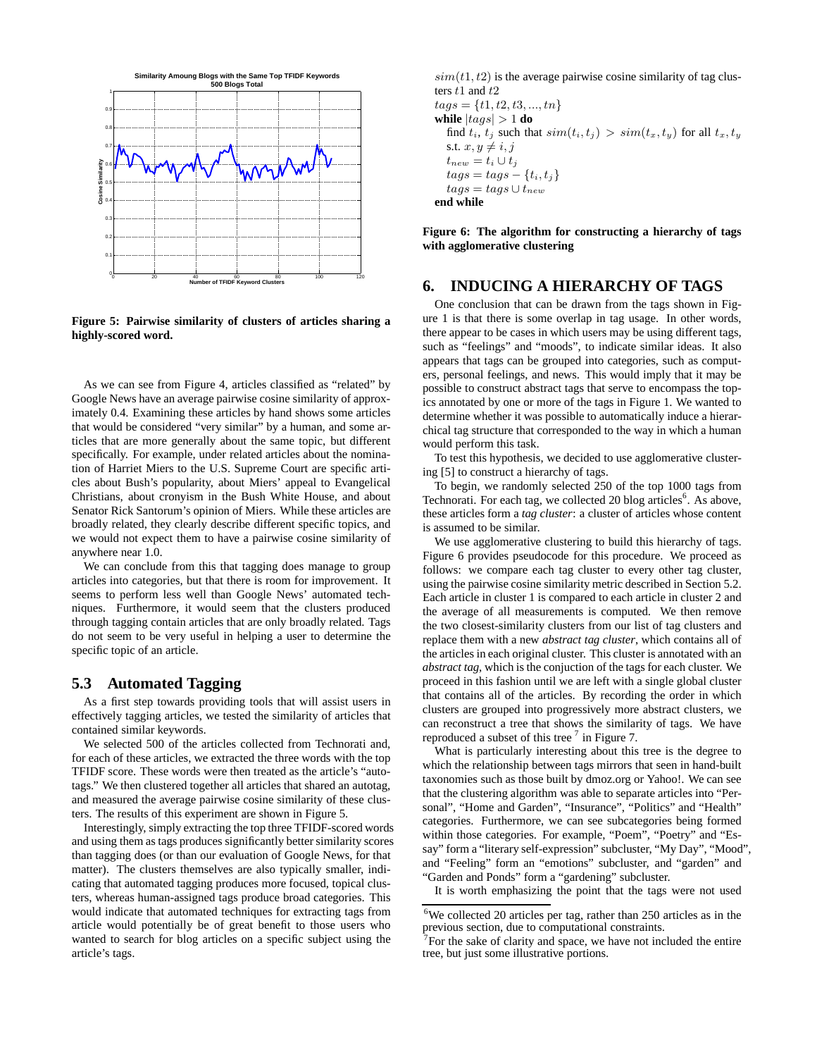Similarity Amoung Blogs with the Same Top TFIDF Keywords
500 Blogs Total

Cosine Similarity

Number of TFIDF Keyword Clusters

0
0.1
0.2
0.3
0.4
0.5
0.6
0.7
0.8
0.9
1

0
20
40
60
80
100
120

**Figure 5: Pairwise similarity of clusters of articles sharing a highly-scored word.**

As we can see from Figure 4, articles classified as "related" by Google News have an average pairwise cosine similarity of approximately 0.4. Examining these articles by hand shows some articles that would be considered "very similar" by a human, and some articles that are more generally about the same topic, but different specifically. For example, under related articles about the nomination of Harriet Miers to the U.S. Supreme Court are specific articles about Bush's popularity, about Miers' appeal to Evangelical Christians, about cronyism in the Bush White House, and about Senator Rick Santorum's opinion of Miers. While these articles are broadly related, they clearly describe different specific topics, and we would not expect them to have a pairwise cosine similarity of anywhere near 1.0.

We can conclude from this that tagging does manage to group articles into categories, but that there is room for improvement. It seems to perform less well than Google News' automated techniques. Furthermore, it would seem that the clusters produced through tagging contain articles that are only broadly related. Tags do not seem to be very useful in helping a user to determine the specific topic of an article.

## 5.3 Automated Tagging

As a first step towards providing tools that will assist users in effectively tagging articles, we tested the similarity of articles that contained similar keywords.

We selected 500 of the articles collected from Technorati and, for each of these articles, we extracted the three words with the top TFIDF score. These words were then treated as the article's "autotags." We then clustered together all articles that shared an autotag, and measured the average pairwise cosine similarity of these clusters. The results of this experiment are shown in Figure 5.

Interestingly, simply extracting the top three TFIDF-scored words and using them as tags produces significantly better similarity scores than tagging does (or than our evaluation of Google News, for that matter). The clusters themselves are also typically smaller, indicating that automated tagging produces more focused, topical clusters, whereas human-assigned tags produce broad categories. This would indicate that automated techniques for extracting tags from article would potentially be of great benefit to those users who wanted to search for blog articles on a specific subject using the article's tags.

$sim(t1, t2)$ is the average pairwise cosine similarity of tag clusters $t1$ and $t2$
$tags = \{t1, t2, t3, ..., tn\}$
**while** $|tags| > 1$ **do**
  find $t_i$, $t_j$ such that $sim(t_i, t_j) > sim(t_x, t_y)$ for all $t_x, t_y$ s.t. $x, y \neq i, j$
  $t_{new} = t_i \cup t_j$
  $tags = tags - \{t_i, t_j\}$
  $tags = tags \cup t_{new}$
**end while**

**Figure 6: The algorithm for constructing a hierarchy of tags with agglomerative clustering**

## 6. INDUCING A HIERARCHY OF TAGS

One conclusion that can be drawn from the tags shown in Figure 1 is that there is some overlap in tag usage. In other words, there appear to be cases in which users may be using different tags, such as "feelings" and "moods", to indicate similar ideas. It also appears that tags can be grouped into categories, such as computers, personal feelings, and news. This would imply that it may be possible to construct abstract tags that serve to encompass the topics annotated by one or more of the tags in Figure 1. We wanted to determine whether it was possible to automatically induce a hierarchical tag structure that corresponded to the way in which a human would perform this task.

To test this hypothesis, we decided to use agglomerative clustering [5] to construct a hierarchy of tags.

To begin, we randomly selected 250 of the top 1000 tags from Technorati. For each tag, we collected 20 blog articles[6]. As above, these articles form a *tag cluster*: a cluster of articles whose content is assumed to be similar.

We use agglomerative clustering to build this hierarchy of tags. Figure 6 provides pseudocode for this procedure. We proceed as follows: we compare each tag cluster to every other tag cluster, using the pairwise cosine similarity metric described in Section 5.2. Each article in cluster 1 is compared to each article in cluster 2 and the average of all measurements is computed. We then remove the two closest-similarity clusters from our list of tag clusters and replace them with a new *abstract tag cluster*, which contains all of the articles in each original cluster. This cluster is annotated with an *abstract tag*, which is the conjuction of the tags for each cluster. We proceed in this fashion until we are left with a single global cluster that contains all of the articles. By recording the order in which clusters are grouped into progressively more abstract clusters, we can reconstruct a tree that shows the similarity of tags. We have reproduced a subset of this tree [7] in Figure 7.

What is particularly interesting about this tree is the degree to which the relationship between tags mirrors that seen in hand-built taxonomies such as those built by dmoz.org or Yahoo!. We can see that the clustering algorithm was able to separate articles into "Personal", "Home and Garden", "Insurance", "Politics" and "Health" categories. Furthermore, we can see subcategories being formed within those categories. For example, "Poem", "Poetry" and "Essay" form a "literary self-expression" subcluster, "My Day", "Mood", and "Feeling" form an "emotions" subcluster, and "garden" and "Garden and Ponds" form a "gardening" subcluster.

It is worth emphasizing the point that the tags were not used

[6] We collected 20 articles per tag, rather than 250 articles as in the previous section, due to computational constraints.

[7] For the sake of clarity and space, we have not included the entire tree, but just some illustrative portions.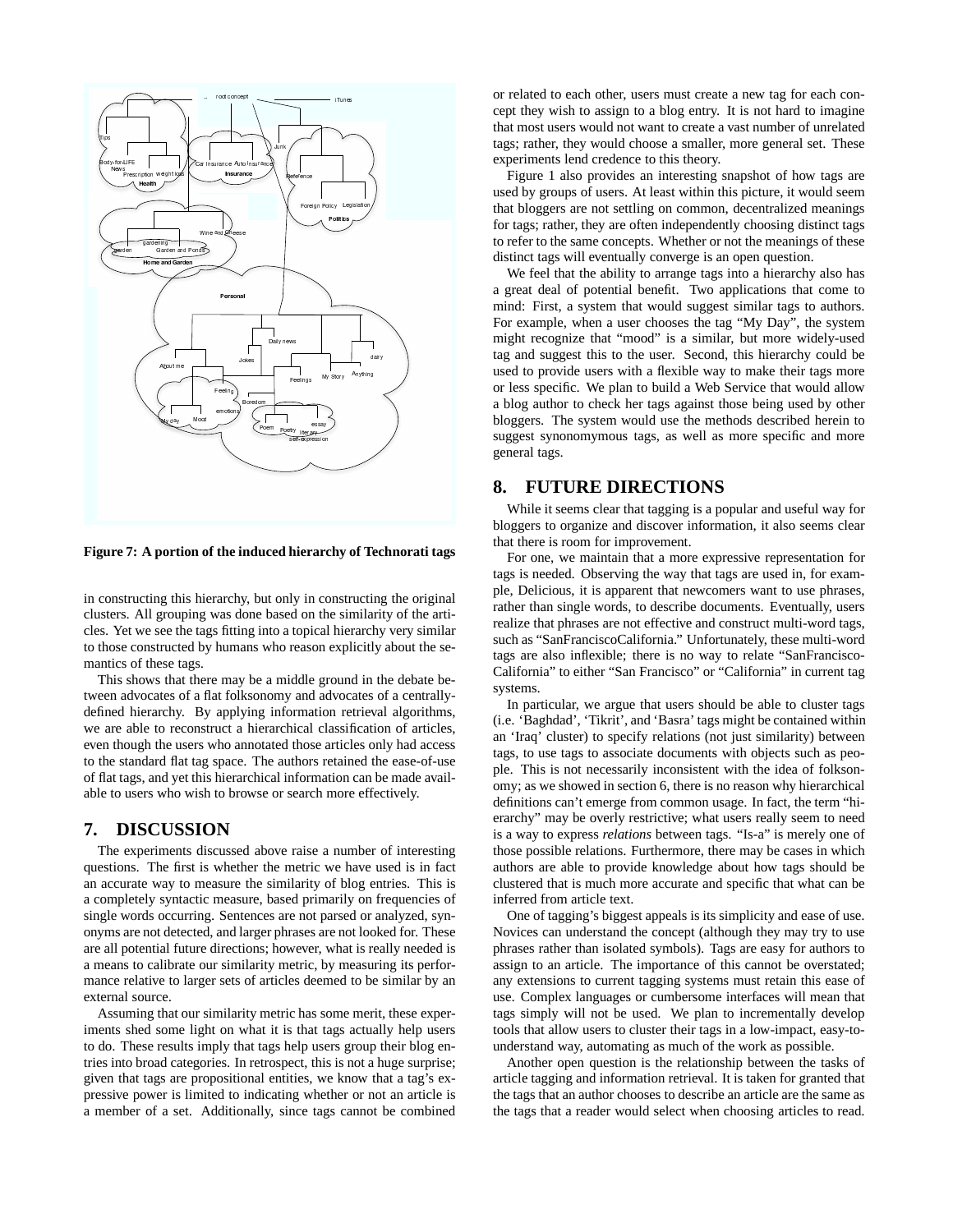.. root concept

iTunes

Tips

Junk

Body-for-LIFE

News

Prescription

weight loss

Health

Car Insurance

Auto Insurance

Insurance

Reference

Foreign Policy

Legislation

Politics

Wine and Cheese

gardening

garden

Garden and Ponds

Home and Garden

Personal

Daily news

Jokes

diary

About me

Feelings

My Story

Anything

Feeling

Boredom

emotions

My day

Mood

essay

Poem

Poetry

literary

self-expression

**Figure 7: A portion of the induced hierarchy of Technorati tags**

in constructing this hierarchy, but only in constructing the original clusters. All grouping was done based on the similarity of the articles. Yet we see the tags fitting into a topical hierarchy very similar to those constructed by humans who reason explicitly about the semantics of these tags.

This shows that there may be a middle ground in the debate between advocates of a flat folksonomy and advocates of a centrally-defined hierarchy. By applying information retrieval algorithms, we are able to reconstruct a hierarchical classification of articles, even though the users who annotated those articles only had access to the standard flat tag space. The authors retained the ease-of-use of flat tags, and yet this hierarchical information can be made available to users who wish to browse or search more effectively.

## 7. DISCUSSION

The experiments discussed above raise a number of interesting questions. The first is whether the metric we have used is in fact an accurate way to measure the similarity of blog entries. This is a completely syntactic measure, based primarily on frequencies of single words occurring. Sentences are not parsed or analyzed, synonyms are not detected, and larger phrases are not looked for. These are all potential future directions; however, what is really needed is a means to calibrate our similarity metric, by measuring its performance relative to larger sets of articles deemed to be similar by an external source.

Assuming that our similarity metric has some merit, these experiments shed some light on what it is that tags actually help users to do. These results imply that tags help users group their blog entries into broad categories. In retrospect, this is not a huge surprise; given that tags are propositional entities, we know that a tag's expressive power is limited to indicating whether or not an article is a member of a set. Additionally, since tags cannot be combined or related to each other, users must create a new tag for each concept they wish to assign to a blog entry. It is not hard to imagine that most users would not want to create a vast number of unrelated tags; rather, they would choose a smaller, more general set. These experiments lend credence to this theory.

Figure 1 also provides an interesting snapshot of how tags are used by groups of users. At least within this picture, it would seem that bloggers are not settling on common, decentralized meanings for tags; rather, they are often independently choosing distinct tags to refer to the same concepts. Whether or not the meanings of these distinct tags will eventually converge is an open question.

We feel that the ability to arrange tags into a hierarchy also has a great deal of potential benefit. Two applications that come to mind: First, a system that would suggest similar tags to authors. For example, when a user chooses the tag "My Day", the system might recognize that "mood" is a similar, but more widely-used tag and suggest this to the user. Second, this hierarchy could be used to provide users with a flexible way to make their tags more or less specific. We plan to build a Web Service that would allow a blog author to check her tags against those being used by other bloggers. The system would use the methods described herein to suggest synonomymous tags, as well as more specific and more general tags.

## 8. FUTURE DIRECTIONS

While it seems clear that tagging is a popular and useful way for bloggers to organize and discover information, it also seems clear that there is room for improvement.

For one, we maintain that a more expressive representation for tags is needed. Observing the way that tags are used in, for example, Delicious, it is apparent that newcomers want to use phrases, rather than single words, to describe documents. Eventually, users realize that phrases are not effective and construct multi-word tags, such as "SanFranciscoCalifornia." Unfortunately, these multi-word tags are also inflexible; there is no way to relate "SanFrancisco-California" to either "San Francisco" or "California" in current tag systems.

In particular, we argue that users should be able to cluster tags (i.e. 'Baghdad', 'Tikrit', and 'Basra' tags might be contained within an 'Iraq' cluster) to specify relations (not just similarity) between tags, to use tags to associate documents with objects such as people. This is not necessarily inconsistent with the idea of folksonomy; as we showed in section 6, there is no reason why hierarchical definitions can't emerge from common usage. In fact, the term "hierarchy" may be overly restrictive; what users really seem to need is a way to express *relations* between tags. "Is-a" is merely one of those possible relations. Furthermore, there may be cases in which authors are able to provide knowledge about how tags should be clustered that is much more accurate and specific that what can be inferred from article text.

One of tagging's biggest appeals is its simplicity and ease of use. Novices can understand the concept (although they may try to use phrases rather than isolated symbols). Tags are easy for authors to assign to an article. The importance of this cannot be overstated; any extensions to current tagging systems must retain this ease of use. Complex languages or cumbersome interfaces will mean that tags simply will not be used. We plan to incrementally develop tools that allow users to cluster their tags in a low-impact, easy-to-understand way, automating as much of the work as possible.

Another open question is the relationship between the tasks of article tagging and information retrieval. It is taken for granted that the tags that an author chooses to describe an article are the same as the tags that a reader would select when choosing articles to read.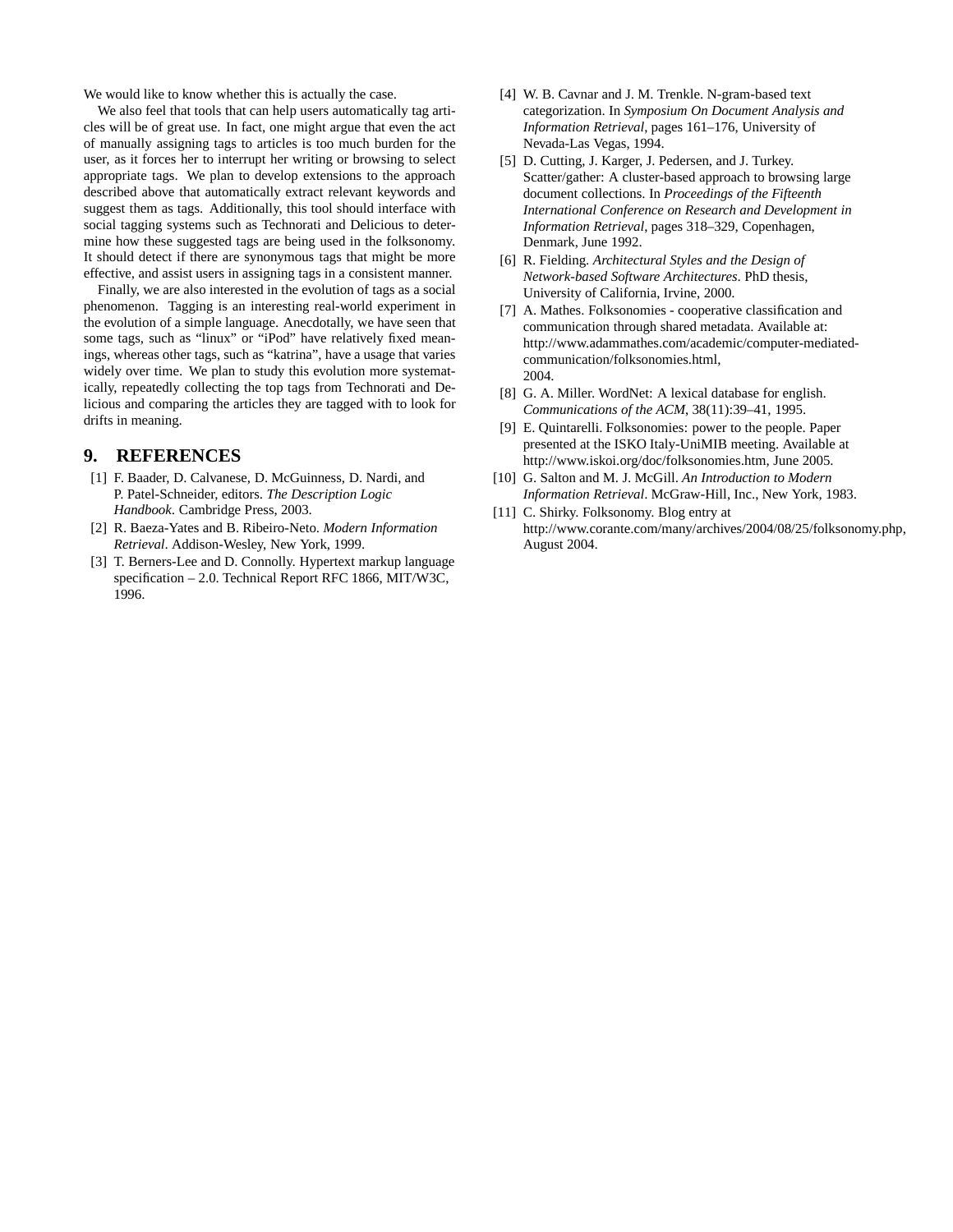We would like to know whether this is actually the case.

We also feel that tools that can help users automatically tag articles will be of great use. In fact, one might argue that even the act of manually assigning tags to articles is too much burden for the user, as it forces her to interrupt her writing or browsing to select appropriate tags. We plan to develop extensions to the approach described above that automatically extract relevant keywords and suggest them as tags. Additionally, this tool should interface with social tagging systems such as Technorati and Delicious to determine how these suggested tags are being used in the folksonomy. It should detect if there are synonymous tags that might be more effective, and assist users in assigning tags in a consistent manner.

Finally, we are also interested in the evolution of tags as a social phenomenon. Tagging is an interesting real-world experiment in the evolution of a simple language. Anecdotally, we have seen that some tags, such as “linux” or “iPod” have relatively fixed meanings, whereas other tags, such as “katrina”, have a usage that varies widely over time. We plan to study this evolution more systematically, repeatedly collecting the top tags from Technorati and Delicious and comparing the articles they are tagged with to look for drifts in meaning.

## 9. REFERENCES

[1] F. Baader, D. Calvanese, D. McGuinness, D. Nardi, and P. Patel-Schneider, editors. *The Description Logic Handbook*. Cambridge Press, 2003.

[2] R. Baeza-Yates and B. Ribeiro-Neto. *Modern Information Retrieval*. Addison-Wesley, New York, 1999.

[3] T. Berners-Lee and D. Connolly. Hypertext markup language specification – 2.0. Technical Report RFC 1866, MIT/W3C, 1996.

[4] W. B. Cavnar and J. M. Trenkle. N-gram-based text categorization. In *Symposium On Document Analysis and Information Retrieval*, pages 161–176, University of Nevada-Las Vegas, 1994.

[5] D. Cutting, J. Karger, J. Pedersen, and J. Turkey. Scatter/gather: A cluster-based approach to browsing large document collections. In *Proceedings of the Fifteenth International Conference on Research and Development in Information Retrieval*, pages 318–329, Copenhagen, Denmark, June 1992.

[6] R. Fielding. *Architectural Styles and the Design of Network-based Software Architectures*. PhD thesis, University of California, Irvine, 2000.

[7] A. Mathes. Folksonomies - cooperative classification and communication through shared metadata. Available at: http://www.adammathes.com/academic/computer-mediated-communication/folksonomies.html, 2004.

[8] G. A. Miller. WordNet: A lexical database for english. *Communications of the ACM*, 38(11):39–41, 1995.

[9] E. Quintarelli. Folksonomies: power to the people. Paper presented at the ISKO Italy-UniMIB meeting. Available at http://www.iskoi.org/doc/folksonomies.htm, June 2005.

[10] G. Salton and M. J. McGill. *An Introduction to Modern Information Retrieval*. McGraw-Hill, Inc., New York, 1983.

[11] C. Shirky. Folksonomy. Blog entry at http://www.corante.com/many/archives/2004/08/25/folksonomy.php, August 2004.